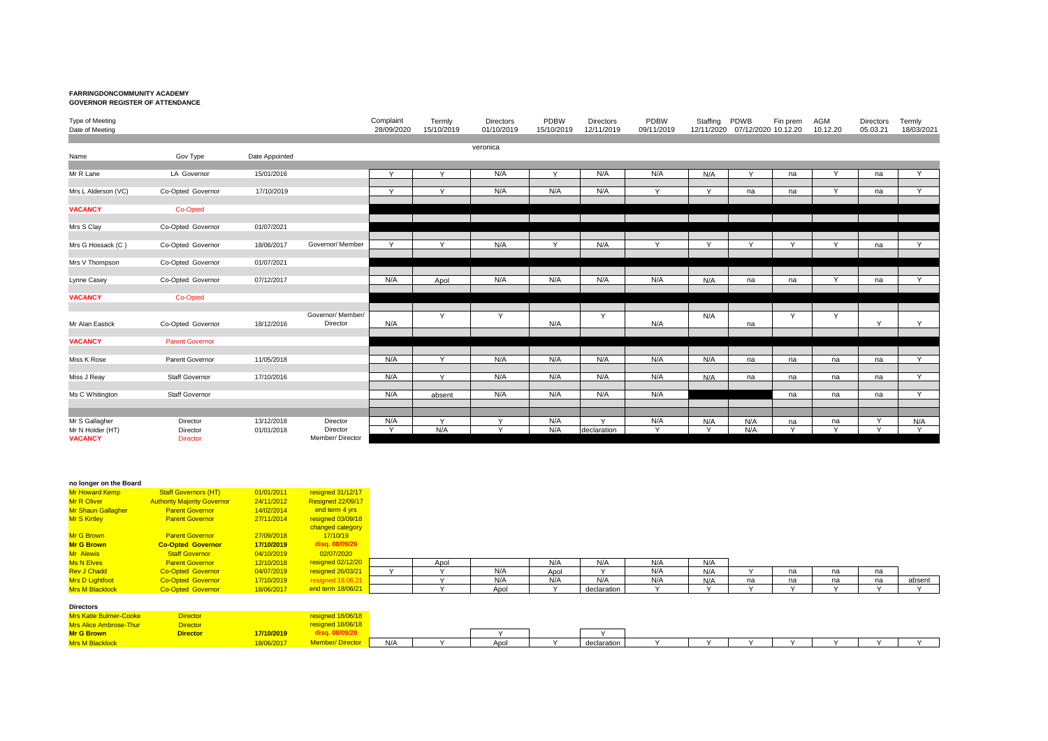**FARRINGDONCOMMUNITY ACADEMY**
**GOVERNOR REGISTER OF ATTENDANCE**

| Type of Meeting | | | | Complaint | Termly | Directors | PDBW | Directors | PDBW | Staffing | PDWB | Fin prem | AGM | Directors | Termly |
|---|---|---|---|---|---|---|---|---|---|---|---|---|---|---|---|
| Date of Meeting | | | | 28/09/2020 | 15/10/2019 | 01/10/2019 | 15/10/2019 | 12/11/2019 | 09/11/2019 | 12/11/2020 | 07/12/2020 | 10.12.20 | 10.12.20 | 05.03.21 | 18/03/2021 |
| | | | | | | veronica | | | | | | | | | |
| Name | Gov Type | Date Appointed | | | | | | | | | | | | | |
| Mr R Lane | LA Governor | 15/01/2016 | | Y | Y | N/A | Y | N/A | N/A | N/A | Y | na | Y | na | Y |
| Mrs L Alderson (VC) | Co-Opted Governor | 17/10/2019 | | Y | Y | N/A | N/A | N/A | Y | Y | na | na | Y | na | Y |
| VACANCY | Co-Opted | | | | | | | | | | | | | | |
| Mrs S Clay | Co-Opted Governor | 01/07/2021 | | | | | | | | | | | | | |
| Mrs G Hossack (C ) | Co-Opted Governor | 18/06/2017 | Governor/ Member | Y | Y | N/A | Y | N/A | Y | Y | Y | Y | Y | na | Y |
| Mrs V Thompson | Co-Opted Governor | 01/07/2021 | | | | | | | | | | | | | |
| Lynne Casey | Co-Opted Governor | 07/12/2017 | | N/A | Apol | N/A | N/A | N/A | N/A | N/A | na | na | Y | na | Y |
| VACANCY | Co-Opted | | | | | | | | | | | | | | |
| Mr Alan Eastick | Co-Opted Governor | 18/12/2016 | Governor/ Member/ Director | N/A | Y | Y | N/A | Y | N/A | N/A | na | Y | Y | Y | Y |
| VACANCY | Parent Governor | | | | | | | | | | | | | | |
| Miss K Rose | Parent Governor | 11/05/2018 | | N/A | Y | N/A | N/A | N/A | N/A | N/A | na | na | na | na | Y |
| Miss J Reay | Staff Governor | 17/10/2016 | | N/A | Y | N/A | N/A | N/A | N/A | N/A | na | na | na | na | Y |
| Ms C Whitington | Staff Governor | | | N/A | absent | N/A | N/A | N/A | N/A | | | na | na | na | Y |
| Mr S Gallagher | Director | 13/12/2018 | Director | N/A | Y | Y | N/A | Y | N/A | N/A | N/A | na | na | Y | N/A |
| Mr N Holder (HT) | Director | 01/01/2018 | Director | Y | N/A | Y | N/A | declaration | Y | Y | N/A | Y | Y | Y | Y |
| VACANCY | Director | | Member/ Director | | | | | | | | | | | | |

**no longer on the Board**

| Name | Gov Type | Date Appointed | | | | | | | | | | | | | |
|---|---|---|---|---|---|---|---|---|---|---|---|---|---|---|---|
| Mr Howard Kemp | Staff Governors (HT) | 01/01/2011 | resigned 31/12/17 | | | | | | | | | | | | |
| Mr R Oliver | Authority Majority Governor | 24/11/2012 | Resigned 22/09/17 | | | | | | | | | | | | |
| Mr Shaun Gallagher | Parent Governor | 14/02/2014 | end term 4 yrs | | | | | | | | | | | | |
| Mr S Kirtley | Parent Governor | 27/11/2014 | resigned 03/09/18 | | | | | | | | | | | | |
| Mr G Brown | Parent Governor | 27/09/2018 | changed category 17/10/19 | | | | | | | | | | | | |
| **Mr G Brown** | **Co-Opted Governor** | **17/10/2019** | **disq. 08/09/20** | | | | | | | | | | | | |
| Mr Alewis | Staff Governor | 04/10/2019 | 02/07/2020 | | | | | | | | | | | | |
| Ms N Elves | Parent Governor | 12/10/2018 | resigned 02/12/20 | | Apol | | N/A | N/A | N/A | N/A | | | | | |
| Rev J Chadd | Co-Opted Governor | 04/07/2019 | resigned 26/03/21 | Y | Y | N/A | Apol | Y | N/A | N/A | Y | na | na | na | |
| Mrs D Lightfoot | Co-Opted Governor | 17/10/2019 | resigned 18.06.21 | | Y | N/A | N/A | N/A | N/A | N/A | na | na | na | na | absent |
| Mrs M Blacklock | Co-Opted Governor | 18/06/2017 | end term 18/06/21 | | Y | Apol | Y | declaration | Y | Y | Y | Y | Y | Y | Y |

**Directors**

| Name | Gov Type | Date Appointed | | | | | | | | | | | | | |
|---|---|---|---|---|---|---|---|---|---|---|---|---|---|---|---|
| Mrs Katie Bulmer-Cooke | Director | | resigned 18/06/18 | | | | | | | | | | | | |
| Mrs Alice Ambrose-Thur | Director | | resigned 18/06/18 | | | | | | | | | | | | |
| **Mr G Brown** | **Director** | **17/10/2019** | **disq. 08/09/20** | | | Y | | Y | | | | | | | |
| Mrs M Blacklock | | 18/06/2017 | Member/ Director | N/A | Y | Apol | Y | declaration | Y | Y | Y | Y | Y | Y | Y |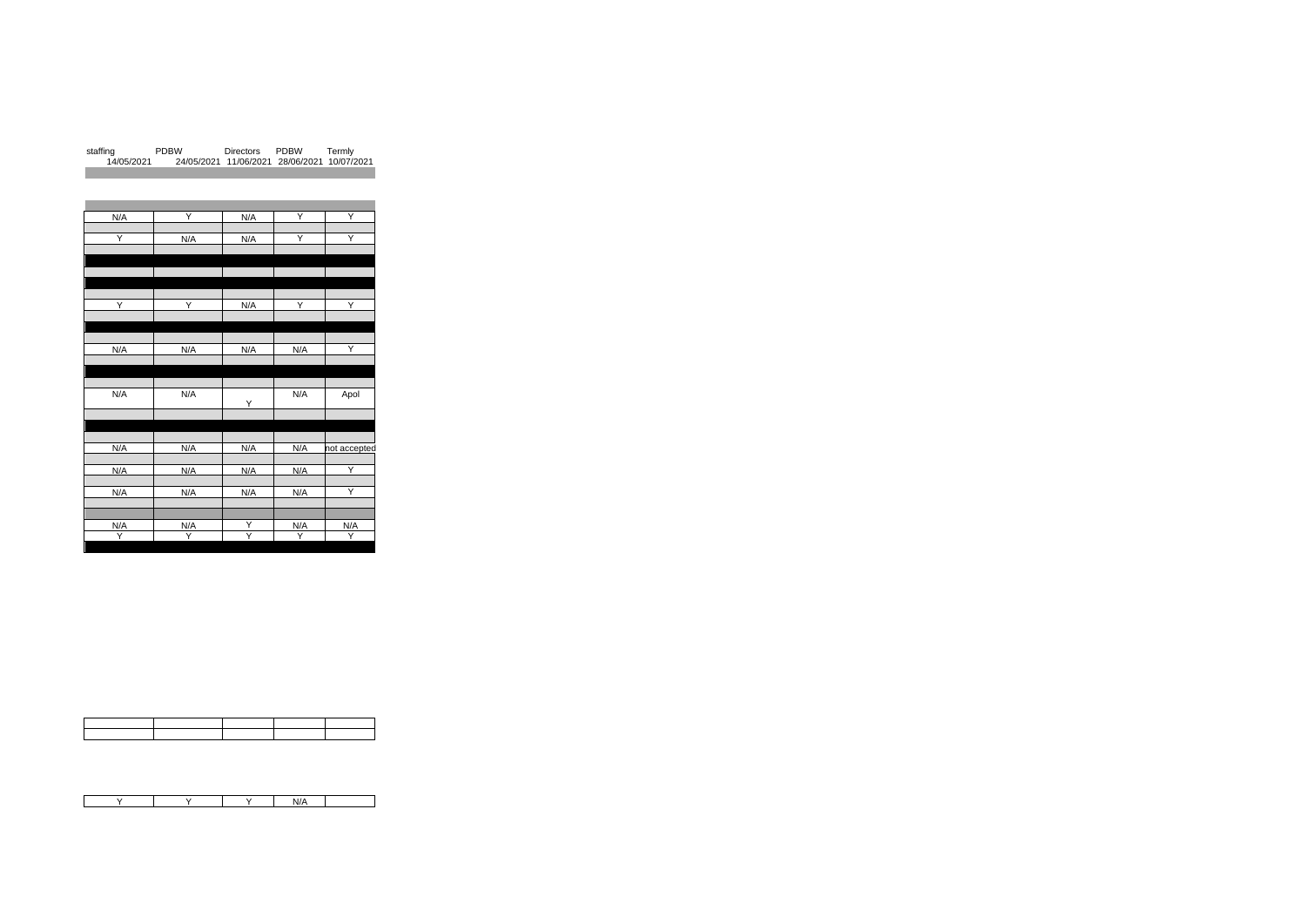| staffing | PDBW | Directors | PDBW | Termly |
| --- | --- | --- | --- | --- |
| 14/05/2021 | 24/05/2021 | 11/06/2021 | 28/06/2021 | 10/07/2021 |
| | | | | |
| N/A | Y | N/A | Y | Y |
| | | | | |
| Y | N/A | N/A | Y | Y |
| | | | | |
| | | | | |
| | | | | |
| Y | Y | N/A | Y | Y |
| | | | | |
| | | | | |
| N/A | N/A | N/A | N/A | Y |
| | | | | |
| | | | | |
| N/A | N/A | Y | N/A | Apol |
| | | | | |
| | | | | |
| N/A | N/A | N/A | N/A | not accepted |
| | | | | |
| N/A | N/A | N/A | N/A | Y |
| | | | | |
| N/A | N/A | N/A | N/A | Y |
| | | | | |
| | | | | |
| N/A | N/A | Y | N/A | N/A |
| Y | Y | Y | Y | Y |

| | | | | |
| --- | --- | --- | --- | --- |
| | | | | |
| | | | | |

| | | | | |
| --- | --- | --- | --- | --- |
| Y | Y | Y | N/A | |